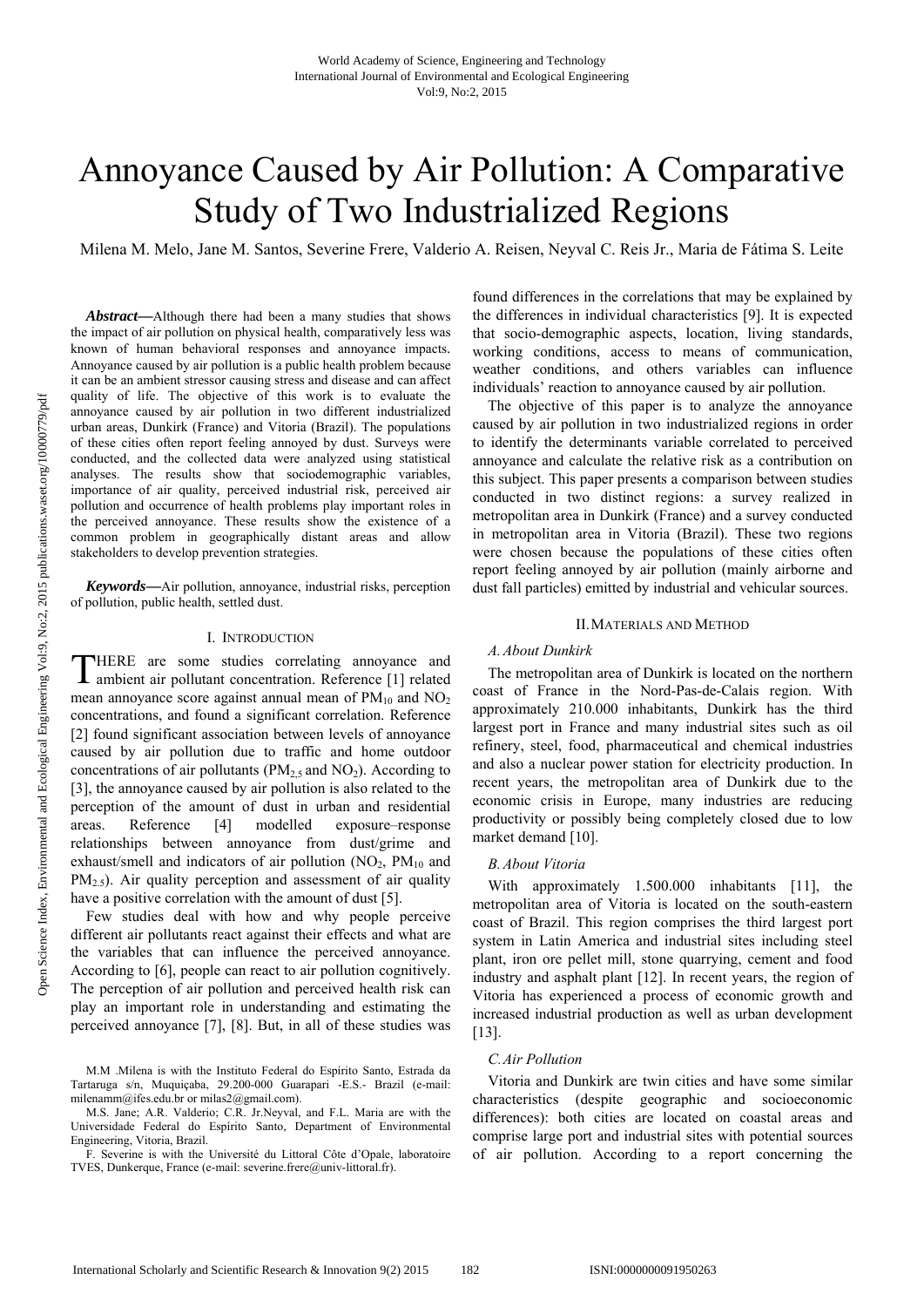# Annoyance Caused by Air Pollution: A Comparative Study of Two Industrialized Regions

Milena M. Melo, Jane M. Santos, Severine Frere, Valderio A. Reisen, Neyval C. Reis Jr., Maria de Fátima S. Leite

***Abstract*—**Although there had been a many studies that shows the impact of air pollution on physical health, comparatively less was known of human behavioral responses and annoyance impacts. Annoyance caused by air pollution is a public health problem because it can be an ambient stressor causing stress and disease and can affect quality of life. The objective of this work is to evaluate the annoyance caused by air pollution in two different industrialized urban areas, Dunkirk (France) and Vitoria (Brazil). The populations of these cities often report feeling annoyed by dust. Surveys were conducted, and the collected data were analyzed using statistical analyses. The results show that sociodemographic variables, importance of air quality, perceived industrial risk, perceived air pollution and occurrence of health problems play important roles in the perceived annoyance. These results show the existence of a common problem in geographically distant areas and allow stakeholders to develop prevention strategies.

***Keywords*—**Air pollution, annoyance, industrial risks, perception of pollution, public health, settled dust.

## I. Introduction

THERE are some studies correlating annoyance and ambient air pollutant concentration. Reference [1] related mean annoyance score against annual mean of $PM_{10}$ and $NO_2$ concentrations, and found a significant correlation. Reference [2] found significant association between levels of annoyance caused by air pollution due to traffic and home outdoor concentrations of air pollutants ($PM_{2,5}$ and $NO_2$). According to [3], the annoyance caused by air pollution is also related to the perception of the amount of dust in urban and residential areas. Reference [4] modelled exposure–response relationships between annoyance from dust/grime and exhaust/smell and indicators of air pollution ($NO_2$, $PM_{10}$ and $PM_{2.5}$). Air quality perception and assessment of air quality have a positive correlation with the amount of dust [5].

Few studies deal with how and why people perceive different air pollutants react against their effects and what are the variables that can influence the perceived annoyance. According to [6], people can react to air pollution cognitively. The perception of air pollution and perceived health risk can play an important role in understanding and estimating the perceived annoyance [7], [8]. But, in all of these studies was found differences in the correlations that may be explained by the differences in individual characteristics [9]. It is expected that socio-demographic aspects, location, living standards, working conditions, access to means of communication, weather conditions, and others variables can influence individuals' reaction to annoyance caused by air pollution.

The objective of this paper is to analyze the annoyance caused by air pollution in two industrialized regions in order to identify the determinants variable correlated to perceived annoyance and calculate the relative risk as a contribution on this subject. This paper presents a comparison between studies conducted in two distinct regions: a survey realized in metropolitan area in Dunkirk (France) and a survey conducted in metropolitan area in Vitoria (Brazil). These two regions were chosen because the populations of these cities often report feeling annoyed by air pollution (mainly airborne and dust fall particles) emitted by industrial and vehicular sources.

## II. Materials and Method

### A. About Dunkirk

The metropolitan area of Dunkirk is located on the northern coast of France in the Nord-Pas-de-Calais region. With approximately 210.000 inhabitants, Dunkirk has the third largest port in France and many industrial sites such as oil refinery, steel, food, pharmaceutical and chemical industries and also a nuclear power station for electricity production. In recent years, the metropolitan area of Dunkirk due to the economic crisis in Europe, many industries are reducing productivity or possibly being completely closed due to low market demand [10].

### B. About Vitoria

With approximately 1.500.000 inhabitants [11], the metropolitan area of Vitoria is located on the south-eastern coast of Brazil. This region comprises the third largest port system in Latin America and industrial sites including steel plant, iron ore pellet mill, stone quarrying, cement and food industry and asphalt plant [12]. In recent years, the region of Vitoria has experienced a process of economic growth and increased industrial production as well as urban development [13].

### C. Air Pollution

Vitoria and Dunkirk are twin cities and have some similar characteristics (despite geographic and socioeconomic differences): both cities are located on coastal areas and comprise large port and industrial sites with potential sources of air pollution. According to a report concerning the

M.M .Milena is with the Instituto Federal do Espírito Santo, Estrada da Tartaruga s/n, Muquiçaba, 29.200-000 Guarapari -E.S.- Brazil (e-mail: milenamm@ifes.edu.br or milas2@gmail.com).

M.S. Jane; A.R. Valderio; C.R. Jr.Neyval, and F.L. Maria are with the Universidade Federal do Espírito Santo, Department of Environmental Engineering, Vitoria, Brazil.

F. Severine is with the Université du Littoral Côte d'Opale, laboratoire TVES, Dunkerque, France (e-mail: severine.frere@univ-littoral.fr).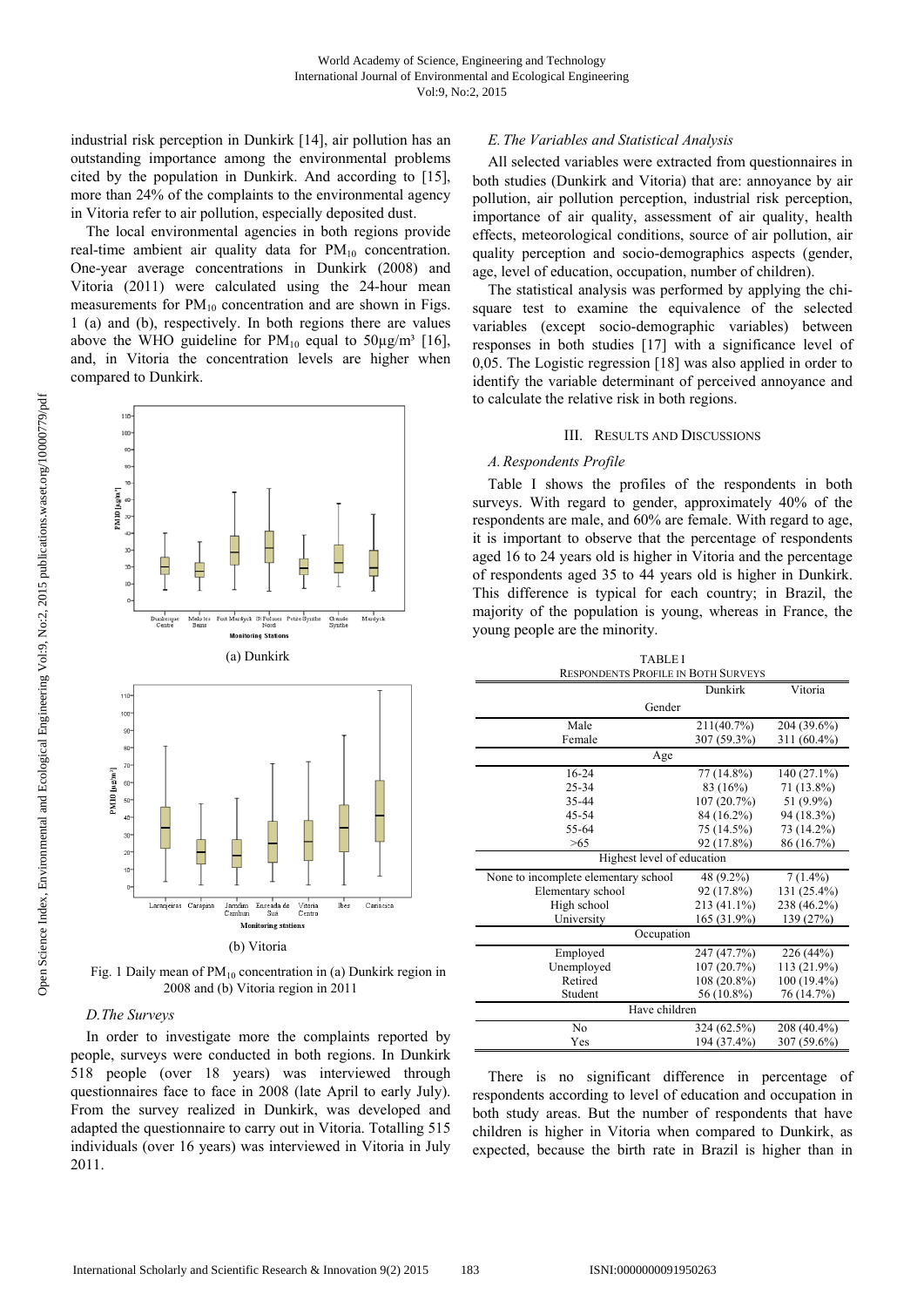industrial risk perception in Dunkirk [14], air pollution has an outstanding importance among the environmental problems cited by the population in Dunkirk. And according to [15], more than 24% of the complaints to the environmental agency in Vitoria refer to air pollution, especially deposited dust.

The local environmental agencies in both regions provide real-time ambient air quality data for $PM_{10}$ concentration. One-year average concentrations in Dunkirk (2008) and Vitoria (2011) were calculated using the 24-hour mean measurements for $PM_{10}$ concentration and are shown in Figs. 1 (a) and (b), respectively. In both regions there are values above the WHO guideline for $PM_{10}$ equal to 50µg/m³ [16], and, in Vitoria the concentration levels are higher when compared to Dunkirk.

(a) Dunkirk

(b) Vitoria

Fig. 1 Daily mean of $PM_{10}$ concentration in (a) Dunkirk region in 2008 and (b) Vitoria region in 2011

### *D. The Surveys*

In order to investigate more the complaints reported by people, surveys were conducted in both regions. In Dunkirk 518 people (over 18 years) was interviewed through questionnaires face to face in 2008 (late April to early July). From the survey realized in Dunkirk, was developed and adapted the questionnaire to carry out in Vitoria. Totalling 515 individuals (over 16 years) was interviewed in Vitoria in July 2011.

### *E. The Variables and Statistical Analysis*

All selected variables were extracted from questionnaires in both studies (Dunkirk and Vitoria) that are: annoyance by air pollution, air pollution perception, industrial risk perception, importance of air quality, assessment of air quality, health effects, meteorological conditions, source of air pollution, air quality perception and socio-demographics aspects (gender, age, level of education, occupation, number of children).

The statistical analysis was performed by applying the chi-square test to examine the equivalence of the selected variables (except socio-demographic variables) between responses in both studies [17] with a significance level of 0,05. The Logistic regression [18] was also applied in order to identify the variable determinant of perceived annoyance and to calculate the relative risk in both regions.

## III. Results and Discussions

### *A. Respondents Profile*

Table I shows the profiles of the respondents in both surveys. With regard to gender, approximately 40% of the respondents are male, and 60% are female. With regard to age, it is important to observe that the percentage of respondents aged 16 to 24 years old is higher in Vitoria and the percentage of respondents aged 35 to 44 years old is higher in Dunkirk. This difference is typical for each country; in Brazil, the majority of the population is young, whereas in France, the young people are the minority.

TABLE I
Respondents Profile in Both Surveys

| | Dunkirk | Vitoria |
|---|---|---|
| **Gender** | | |
| Male | 211(40.7%) | 204 (39.6%) |
| Female | 307 (59.3%) | 311 (60.4%) |
| **Age** | | |
| 16-24 | 77 (14.8%) | 140 (27.1%) |
| 25-34 | 83 (16%) | 71 (13.8%) |
| 35-44 | 107 (20.7%) | 51 (9.9%) |
| 45-54 | 84 (16.2%) | 94 (18.3%) |
| 55-64 | 75 (14.5%) | 73 (14.2%) |
| >65 | 92 (17.8%) | 86 (16.7%) |
| **Highest level of education** | | |
| None to incomplete elementary school | 48 (9.2%) | 7 (1.4%) |
| Elementary school | 92 (17.8%) | 131 (25.4%) |
| High school | 213 (41.1%) | 238 (46.2%) |
| University | 165 (31.9%) | 139 (27%) |
| **Occupation** | | |
| Employed | 247 (47.7%) | 226 (44%) |
| Unemployed | 107 (20.7%) | 113 (21.9%) |
| Retired | 108 (20.8%) | 100 (19.4%) |
| Student | 56 (10.8%) | 76 (14.7%) |
| **Have children** | | |
| No | 324 (62.5%) | 208 (40.4%) |
| Yes | 194 (37.4%) | 307 (59.6%) |

There is no significant difference in percentage of respondents according to level of education and occupation in both study areas. But the number of respondents that have children is higher in Vitoria when compared to Dunkirk, as expected, because the birth rate in Brazil is higher than in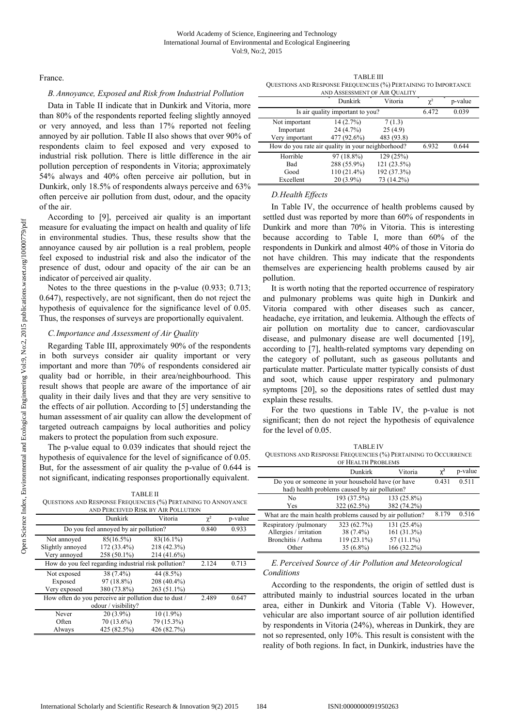France.

### *B. Annoyance, Exposed and Risk from Industrial Pollution*

Data in Table II indicate that in Dunkirk and Vitoria, more than 80% of the respondents reported feeling slightly annoyed or very annoyed, and less than 17% reported not feeling annoyed by air pollution. Table II also shows that over 90% of respondents claim to feel exposed and very exposed to industrial risk pollution. There is little difference in the air pollution perception of respondents in Vitoria; approximately 54% always and 40% often perceive air pollution, but in Dunkirk, only 18.5% of respondents always perceive and 63% often perceive air pollution from dust, odour, and the opacity of the air.

According to [9], perceived air quality is an important measure for evaluating the impact on health and quality of life in environmental studies. Thus, these results show that the annoyance caused by air pollution is a real problem, people feel exposed to industrial risk and also the indicator of the presence of dust, odour and opacity of the air can be an indicator of perceived air quality.

Notes to the three questions in the p-value (0.933; 0.713; 0.647), respectively, are not significant, then do not reject the hypothesis of equivalence for the significance level of 0.05. Thus, the responses of surveys are proportionally equivalent.

### *C. Importance and Assessment of Air Quality*

Regarding Table III, approximately 90% of the respondents in both surveys consider air quality important or very important and more than 70% of respondents considered air quality bad or horrible, in their area/neighbourhood. This result shows that people are aware of the importance of air quality in their daily lives and that they are very sensitive to the effects of air pollution. According to [5] understanding the human assessment of air quality can allow the development of targeted outreach campaigns by local authorities and policy makers to protect the population from such exposure.

The p-value equal to 0.039 indicates that should reject the hypothesis of equivalence for the level of significance of 0.05. But, for the assessment of air quality the p-value of 0.644 is not significant, indicating responses proportionally equivalent.

TABLE II
QUESTIONS AND RESPONSE FREQUENCIES (%) PERTAINING TO ANNOYANCE AND PERCEIVED RISK BY AIR POLLUTION

| | Dunkirk | Vitoria | $\chi^2$ | p-value |
|---|---|---|---|---|
| Do you feel annoyed by air pollution? | | | 0.840 | 0.933 |
| Not annoyed | 85(16.5%) | 83(16.1%) | | |
| Slightly annoyed | 172 (33.4%) | 218 (42.3%) | | |
| Very annoyed | 258 (50.1%) | 214 (41.6%) | | |
| How do you feel regarding industrial risk pollution? | | | 2.124 | 0.713 |
| Not exposed | 38 (7.4%) | 44 (8.5%) | | |
| Exposed | 97 (18.8%) | 208 (40.4%) | | |
| Very exposed | 380 (73.8%) | 263 (51.1%) | | |
| How often do you perceive air pollution due to dust / odour / visibility? | | | 2.489 | 0.647 |
| Never | 20 (3.9%) | 10 (1.9%) | | |
| Often | 70 (13.6%) | 79 (15.3%) | | |
| Always | 425 (82.5%) | 426 (82.7%) | | |

TABLE III
QUESTIONS AND RESPONSE FREQUENCIES (%) PERTAINING TO IMPORTANCE AND ASSESSMENT OF AIR QUALITY

| | Dunkirk | Vitoria | $\chi^2$ | p-value |
|---|---|---|---|---|
| Is air quality important to you? | | | 6.472 | 0.039 |
| Not important | 14 (2.7%) | 7 (1.3) | | |
| Important | 24 (4.7%) | 25 (4.9) | | |
| Very important | 477 (92.6%) | 483 (93.8) | | |
| How do you rate air quality in your neighborhood? | | | 6.932 | 0.644 |
| Horrible | 97 (18.8%) | 129 (25%) | | |
| Bad | 288 (55.9%) | 121 (23.5%) | | |
| Good | 110 (21.4%) | 192 (37.3%) | | |
| Excellent | 20 (3.9%) | 73 (14.2%) | | |

### *D. Health Effects*

In Table IV, the occurrence of health problems caused by settled dust was reported by more than 60% of respondents in Dunkirk and more than 70% in Vitoria. This is interesting because according to Table I, more than 60% of the respondents in Dunkirk and almost 40% of those in Vitoria do not have children. This may indicate that the respondents themselves are experiencing health problems caused by air pollution.

It is worth noting that the reported occurrence of respiratory and pulmonary problems was quite high in Dunkirk and Vitoria compared with other diseases such as cancer, headache, eye irritation, and leukemia. Although the effects of air pollution on mortality due to cancer, cardiovascular disease, and pulmonary disease are well documented [19], according to [7], health-related symptoms vary depending on the category of pollutant, such as gaseous pollutants and particulate matter. Particulate matter typically consists of dust and soot, which cause upper respiratory and pulmonary symptoms [20], so the depositions rates of settled dust may explain these results.

For the two questions in Table IV, the p-value is not significant; then do not reject the hypothesis of equivalence for the level of 0.05.

TABLE IV
QUESTIONS AND RESPONSE FREQUENCIES (%) PERTAINING TO OCCURRENCE OF HEALTH PROBLEMS

| | Dunkirk | Vitoria | $\chi^2$ | p-value |
|---|---|---|---|---|
| Do you or someone in your household have (or have had) health problems caused by air pollution? | | | 0.431 | 0.511 |
| No | 193 (37.5%) | 133 (25.8%) | | |
| Yes | 322 (62.5%) | 382 (74.2%) | | |
| What are the main health problems caused by air pollution? | | | 8.179 | 0.516 |
| Respiratory /pulmonary | 323 (62.7%) | 131 (25.4%) | | |
| Allergies / irritation | 38 (7.4%) | 161 (31.3%) | | |
| Bronchitis / Asthma | 119 (23.1%) | 57 (11.1%) | | |
| Other | 35 (6.8%) | 166 (32.2%) | | |

### *E. Perceived Source of Air Pollution and Meteorological Conditions*

According to the respondents, the origin of settled dust is attributed mainly to industrial sources located in the urban area, either in Dunkirk and Vitoria (Table V). However, vehicular are also important source of air pollution identified by respondents in Vitoria (24%), whereas in Dunkirk, they are not so represented, only 10%. This result is consistent with the reality of both regions. In fact, in Dunkirk, industries have the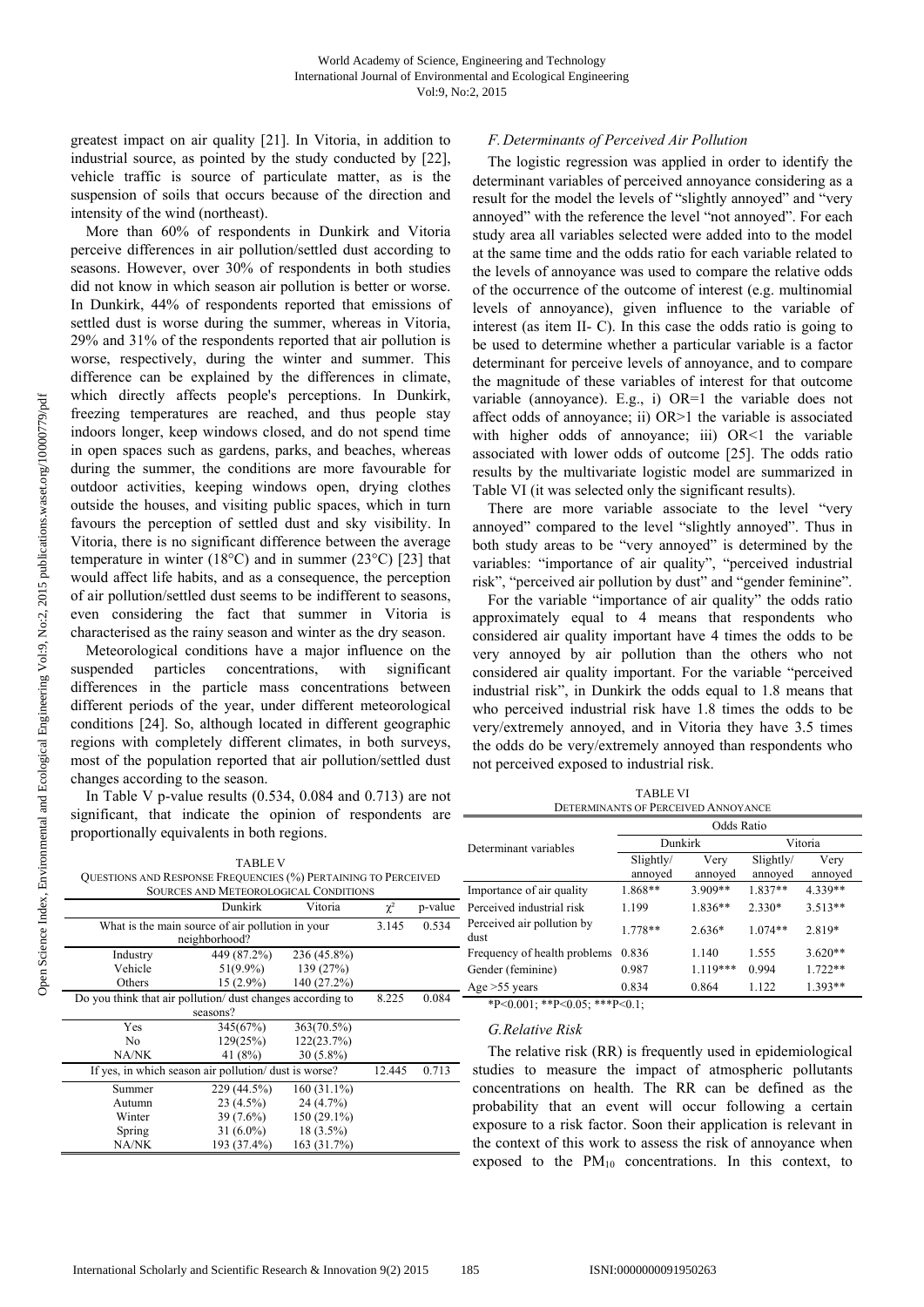greatest impact on air quality [21]. In Vitoria, in addition to industrial source, as pointed by the study conducted by [22], vehicle traffic is source of particulate matter, as is the suspension of soils that occurs because of the direction and intensity of the wind (northeast).

More than 60% of respondents in Dunkirk and Vitoria perceive differences in air pollution/settled dust according to seasons. However, over 30% of respondents in both studies did not know in which season air pollution is better or worse. In Dunkirk, 44% of respondents reported that emissions of settled dust is worse during the summer, whereas in Vitoria, 29% and 31% of the respondents reported that air pollution is worse, respectively, during the winter and summer. This difference can be explained by the differences in climate, which directly affects people's perceptions. In Dunkirk, freezing temperatures are reached, and thus people stay indoors longer, keep windows closed, and do not spend time in open spaces such as gardens, parks, and beaches, whereas during the summer, the conditions are more favourable for outdoor activities, keeping windows open, drying clothes outside the houses, and visiting public spaces, which in turn favours the perception of settled dust and sky visibility. In Vitoria, there is no significant difference between the average temperature in winter (18°C) and in summer (23°C) [23] that would affect life habits, and as a consequence, the perception of air pollution/settled dust seems to be indifferent to seasons, even considering the fact that summer in Vitoria is characterised as the rainy season and winter as the dry season.

Meteorological conditions have a major influence on the suspended particles concentrations, with significant differences in the particle mass concentrations between different periods of the year, under different meteorological conditions [24]. So, although located in different geographic regions with completely different climates, in both surveys, most of the population reported that air pollution/settled dust changes according to the season.

In Table V p-value results (0.534, 0.084 and 0.713) are not significant, that indicate the opinion of respondents are proportionally equivalents in both regions.

TABLE V
QUESTIONS AND RESPONSE FREQUENCIES (%) PERTAINING TO PERCEIVED SOURCES AND METEOROLOGICAL CONDITIONS

| | Dunkirk | Vitoria | $\chi^2$ | p-value |
|---|---|---|---|---|
| What is the main source of air pollution in your neighborhood? | | | 3.145 | 0.534 |
| Industry | 449 (87.2%) | 236 (45.8%) | | |
| Vehicle | 51(9.9%) | 139 (27%) | | |
| Others | 15 (2.9%) | 140 (27.2%) | | |
| Do you think that air pollution/ dust changes according to seasons? | | | 8.225 | 0.084 |
| Yes | 345(67%) | 363(70.5%) | | |
| No | 129(25%) | 122(23.7%) | | |
| NA/NK | 41 (8%) | 30 (5.8%) | | |
| If yes, in which season air pollution/ dust is worse? | | | 12.445 | 0.713 |
| Summer | 229 (44.5%) | 160 (31.1%) | | |
| Autumn | 23 (4.5%) | 24 (4.7%) | | |
| Winter | 39 (7.6%) | 150 (29.1%) | | |
| Spring | 31 (6.0%) | 18 (3.5%) | | |
| NA/NK | 193 (37.4%) | 163 (31.7%) | | |

### *F. Determinants of Perceived Air Pollution*

The logistic regression was applied in order to identify the determinant variables of perceived annoyance considering as a result for the model the levels of "slightly annoyed" and "very annoyed" with the reference the level "not annoyed". For each study area all variables selected were added into to the model at the same time and the odds ratio for each variable related to the levels of annoyance was used to compare the relative odds of the occurrence of the outcome of interest (e.g. multinomial levels of annoyance), given influence to the variable of interest (as item II- C). In this case the odds ratio is going to be used to determine whether a particular variable is a factor determinant for perceive levels of annoyance, and to compare the magnitude of these variables of interest for that outcome variable (annoyance). E.g., i) OR=1 the variable does not affect odds of annoyance; ii) OR>1 the variable is associated with higher odds of annoyance; iii) OR<1 the variable associated with lower odds of outcome [25]. The odds ratio results by the multivariate logistic model are summarized in Table VI (it was selected only the significant results).

There are more variable associate to the level "very annoyed" compared to the level "slightly annoyed". Thus in both study areas to be "very annoyed" is determined by the variables: "importance of air quality", "perceived industrial risk", "perceived air pollution by dust" and "gender feminine".

For the variable "importance of air quality" the odds ratio approximately equal to 4 means that respondents who considered air quality important have 4 times the odds to be very annoyed by air pollution than the others who not considered air quality important. For the variable "perceived industrial risk", in Dunkirk the odds equal to 1.8 means that who perceived industrial risk have 1.8 times the odds to be very/extremely annoyed, and in Vitoria they have 3.5 times the odds do be very/extremely annoyed than respondents who not perceived exposed to industrial risk.

TABLE VI
DETERMINANTS OF PERCEIVED ANNOYANCE

| Determinant variables | Odds Ratio | | | |
|---|---|---|---|---|
| | Dunkirk | | Vitoria | |
| | Slightly/ annoyed | Very annoyed | Slightly/ annoyed | Very annoyed |
| Importance of air quality | 1.868** | 3.909** | 1.837** | 4.339** |
| Perceived industrial risk | 1.199 | 1.836** | 2.330* | 3.513** |
| Perceived air pollution by dust | 1.778** | 2.636* | 1.074** | 2.819* |
| Frequency of health problems | 0.836 | 1.140 | 1.555 | 3.620** |
| Gender (feminine) | 0.987 | 1.119*** | 0.994 | 1.722** |
| Age >55 years | 0.834 | 0.864 | 1.122 | 1.393** |

*P<0.001; **P<0.05; ***P<0.1;

### *G. Relative Risk*

The relative risk (RR) is frequently used in epidemiological studies to measure the impact of atmospheric pollutants concentrations on health. The RR can be defined as the probability that an event will occur following a certain exposure to a risk factor. Soon their application is relevant in the context of this work to assess the risk of annoyance when exposed to the $PM_{10}$ concentrations. In this context, to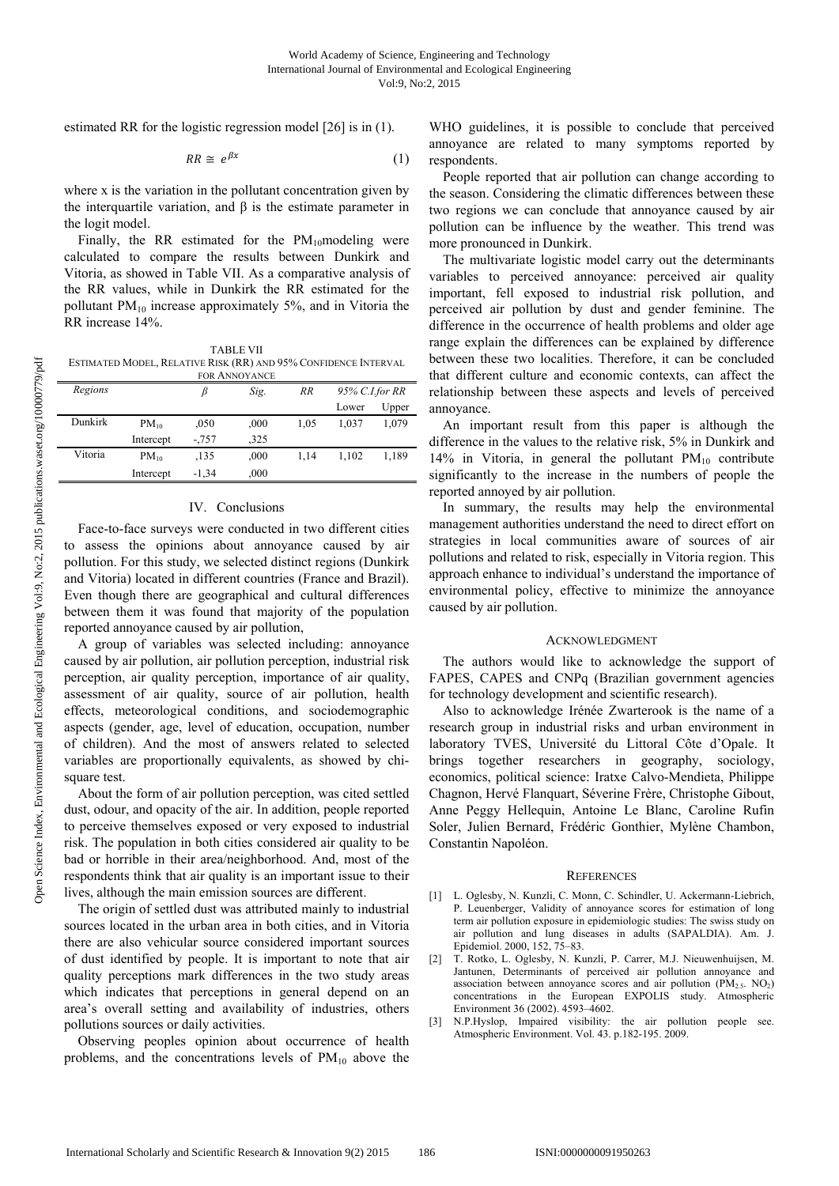estimated RR for the logistic regression model [26] is in (1).

$$RR \cong e^{\beta x} \tag{1}$$

where x is the variation in the pollutant concentration given by the interquartile variation, and β is the estimate parameter in the logit model.

Finally, the RR estimated for the $PM_{10}$modeling were calculated to compare the results between Dunkirk and Vitoria, as showed in Table VII. As a comparative analysis of the RR values, while in Dunkirk the RR estimated for the pollutant $PM_{10}$ increase approximately 5%, and in Vitoria the RR increase 14%.

TABLE VII
ESTIMATED MODEL, RELATIVE RISK (RR) AND 95% CONFIDENCE INTERVAL FOR ANNOYANCE

| *Regions* | | *β* | *Sig.* | *RR* | *95% C.I.for RR* | |
|---|---|---|---|---|---|---|
| | | | | | Lower | Upper |
| Dunkirk | $PM_{10}$ | ,050 | ,000 | 1,05 | 1,037 | 1,079 |
| | Intercept | -,757 | ,325 | | | |
| Vitoria | $PM_{10}$ | ,135 | ,000 | 1,14 | 1,102 | 1,189 |
| | Intercept | -1,34 | ,000 | | | |

## IV. Conclusions

Face-to-face surveys were conducted in two different cities to assess the opinions about annoyance caused by air pollution. For this study, we selected distinct regions (Dunkirk and Vitoria) located in different countries (France and Brazil). Even though there are geographical and cultural differences between them it was found that majority of the population reported annoyance caused by air pollution,

A group of variables was selected including: annoyance caused by air pollution, air pollution perception, industrial risk perception, air quality perception, importance of air quality, assessment of air quality, source of air pollution, health effects, meteorological conditions, and sociodemographic aspects (gender, age, level of education, occupation, number of children). And the most of answers related to selected variables are proportionally equivalents, as showed by chi-square test.

About the form of air pollution perception, was cited settled dust, odour, and opacity of the air. In addition, people reported to perceive themselves exposed or very exposed to industrial risk. The population in both cities considered air quality to be bad or horrible in their area/neighborhood. And, most of the respondents think that air quality is an important issue to their lives, although the main emission sources are different.

The origin of settled dust was attributed mainly to industrial sources located in the urban area in both cities, and in Vitoria there are also vehicular source considered important sources of dust identified by people. It is important to note that air quality perceptions mark differences in the two study areas which indicates that perceptions in general depend on an area's overall setting and availability of industries, others pollutions sources or daily activities.

Observing peoples opinion about occurrence of health problems, and the concentrations levels of $PM_{10}$ above the WHO guidelines, it is possible to conclude that perceived annoyance are related to many symptoms reported by respondents.

People reported that air pollution can change according to the season. Considering the climatic differences between these two regions we can conclude that annoyance caused by air pollution can be influence by the weather. This trend was more pronounced in Dunkirk.

The multivariate logistic model carry out the determinants variables to perceived annoyance: perceived air quality important, fell exposed to industrial risk pollution, and perceived air pollution by dust and gender feminine. The difference in the occurrence of health problems and older age range explain the differences can be explained by difference between these two localities. Therefore, it can be concluded that different culture and economic contexts, can affect the relationship between these aspects and levels of perceived annoyance.

An important result from this paper is although the difference in the values to the relative risk, 5% in Dunkirk and 14% in Vitoria, in general the pollutant $PM_{10}$ contribute significantly to the increase in the numbers of people the reported annoyed by air pollution.

In summary, the results may help the environmental management authorities understand the need to direct effort on strategies in local communities aware of sources of air pollutions and related to risk, especially in Vitoria region. This approach enhance to individual's understand the importance of environmental policy, effective to minimize the annoyance caused by air pollution.

## Acknowledgment

The authors would like to acknowledge the support of FAPES, CAPES and CNPq (Brazilian government agencies for technology development and scientific research).

Also to acknowledge Irénée Zwarterook is the name of a research group in industrial risks and urban environment in laboratory TVES, Université du Littoral Côte d'Opale. It brings together researchers in geography, sociology, economics, political science: Iratxe Calvo-Mendieta, Philippe Chagnon, Hervé Flanquart, Séverine Frère, Christophe Gibout, Anne Peggy Hellequin, Antoine Le Blanc, Caroline Rufin Soler, Julien Bernard, Frédéric Gonthier, Mylène Chambon, Constantin Napoléon.

## References

[1] L. Oglesby, N. Kunzli, C. Monn, C. Schindler, U. Ackermann-Liebrich, P. Leuenberger, Validity of annoyance scores for estimation of long term air pollution exposure in epidemiologic studies: The swiss study on air pollution and lung diseases in adults (SAPALDIA). Am. J. Epidemiol. 2000, 152, 75–83.

[2] T. Rotko, L. Oglesby, N. Kunzli, P. Carrer, M.J. Nieuwenhuijsen, M. Jantunen, Determinants of perceived air pollution annoyance and association between annoyance scores and air pollution ($PM_{2.5}$. $NO_2$) concentrations in the European EXPOLIS study. Atmospheric Environment 36 (2002). 4593–4602.

[3] N.P.Hyslop, Impaired visibility: the air pollution people see. Atmospheric Environment. Vol. 43. p.182-195. 2009.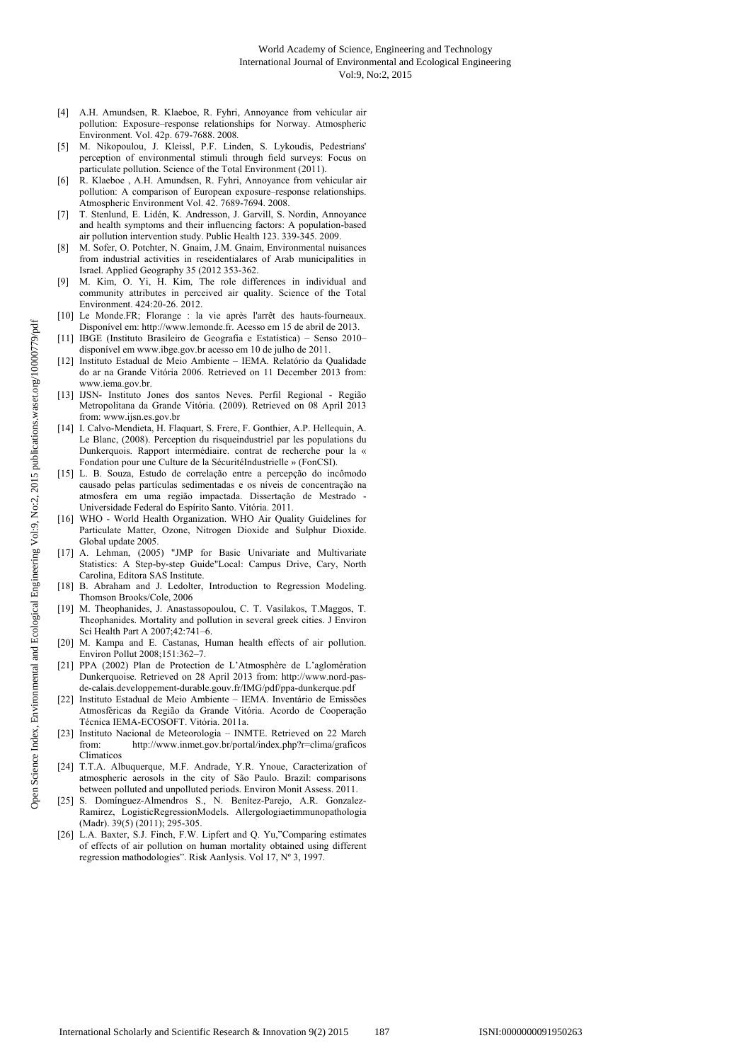[4] A.H. Amundsen, R. Klaeboe, R. Fyhri, Annoyance from vehicular air pollution: Exposure–response relationships for Norway. Atmospheric Environment. Vol. 42p. 679-7688. 2008.

[5] M. Nikopoulou, J. Kleissl, P.F. Linden, S. Lykoudis, Pedestrians' perception of environmental stimuli through field surveys: Focus on particulate pollution. Science of the Total Environment (2011).

[6] R. Klaeboe , A.H. Amundsen, R. Fyhri, Annoyance from vehicular air pollution: A comparison of European exposure–response relationships. Atmospheric Environment Vol. 42. 7689-7694. 2008.

[7] T. Stenlund, E. Lidén, K. Andresson, J. Garvill, S. Nordin, Annoyance and health symptoms and their influencing factors: A population-based air pollution intervention study. Public Health 123. 339-345. 2009.

[8] M. Sofer, O. Potchter, N. Gnaim, J.M. Gnaim, Environmental nuisances from industrial activities in reseidentialares of Arab municipalities in Israel. Applied Geography 35 (2012 353-362.

[9] M. Kim, O. Yi, H. Kim, The role differences in individual and community attributes in perceived air quality. Science of the Total Environment. 424:20-26. 2012.

[10] Le Monde.FR; Florange : la vie après l'arrêt des hauts-fourneaux. Disponível em: http://www.lemonde.fr. Acesso em 15 de abril de 2013.

[11] IBGE (Instituto Brasileiro de Geografia e Estatística) – Senso 2010– disponível em www.ibge.gov.br acesso em 10 de julho de 2011.

[12] Instituto Estadual de Meio Ambiente – IEMA. Relatório da Qualidade do ar na Grande Vitória 2006. Retrieved on 11 December 2013 from: www.iema.gov.br.

[13] IJSN- Instituto Jones dos santos Neves. Perfil Regional - Região Metropolitana da Grande Vitória. (2009). Retrieved on 08 April 2013 from: www.ijsn.es.gov.br

[14] I. Calvo-Mendieta, H. Flaquart, S. Frere, F. Gonthier, A.P. Hellequin, A. Le Blanc, (2008). Perception du risqueindustriel par les populations du Dunkerquois. Rapport intermédiaire. contrat de recherche pour la « Fondation pour une Culture de la SécuritéIndustrielle » (FonCSI).

[15] L. B. Souza, Estudo de correlação entre a percepção do incômodo causado pelas partículas sedimentadas e os níveis de concentração na atmosfera em uma região impactada. Dissertação de Mestrado - Universidade Federal do Espírito Santo. Vitória. 2011.

[16] WHO - World Health Organization. WHO Air Quality Guidelines for Particulate Matter, Ozone, Nitrogen Dioxide and Sulphur Dioxide. Global update 2005.

[17] A. Lehman, (2005) "JMP for Basic Univariate and Multivariate Statistics: A Step-by-step Guide"Local: Campus Drive, Cary, North Carolina, Editora SAS Institute.

[18] B. Abraham and J. Ledolter, Introduction to Regression Modeling. Thomson Brooks/Cole, 2006

[19] M. Theophanides, J. Anastassopoulou, C. T. Vasilakos, T.Maggos, T. Theophanides. Mortality and pollution in several greek cities. J Environ Sci Health Part A 2007;42:741–6.

[20] M. Kampa and E. Castanas, Human health effects of air pollution. Environ Pollut 2008;151:362–7.

[21] PPA (2002) Plan de Protection de L'Atmosphère de L'aglomération Dunkerquoise. Retrieved on 28 April 2013 from: http://www.nord-pas-de-calais.developpement-durable.gouv.fr/IMG/pdf/ppa-dunkerque.pdf

[22] Instituto Estadual de Meio Ambiente – IEMA. Inventário de Emissões Atmosféricas da Região da Grande Vitória. Acordo de Cooperação Técnica IEMA-ECOSOFT. Vitória. 2011a.

[23] Instituto Nacional de Meteorologia – INMTE. Retrieved on 22 March from: http://www.inmet.gov.br/portal/index.php?r=clima/graficos Climaticos

[24] T.T.A. Albuquerque, M.F. Andrade, Y.R. Ynoue, Caracterization of atmospheric aerosols in the city of São Paulo. Brazil: comparisons between polluted and unpolluted periods. Environ Monit Assess. 2011.

[25] S. Domínguez-Almendros S., N. Benítez-Parejo, A.R. Gonzalez-Ramirez, LogisticRegressionModels. Allergologiaetimmunopathologia (Madr). 39(5) (2011); 295-305.

[26] L.A. Baxter, S.J. Finch, F.W. Lipfert and Q. Yu,"Comparing estimates of effects of air pollution on human mortality obtained using different regression mathodologies". Risk Aanlysis. Vol 17, Nº 3, 1997.